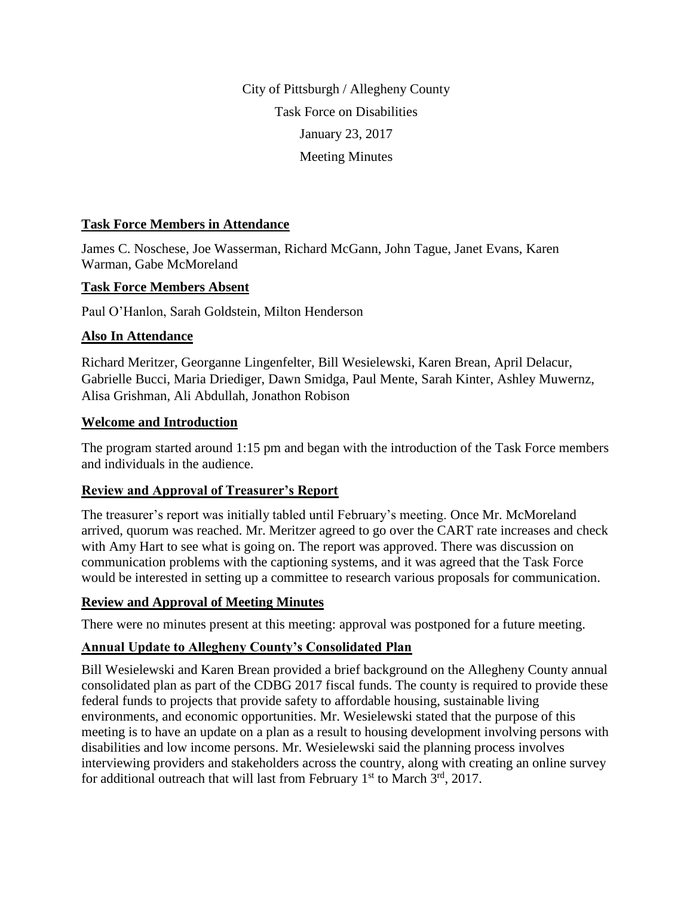City of Pittsburgh / Allegheny County

Task Force on Disabilities

January 23, 2017

Meeting Minutes

## Task Force Members in Attendance

James C. Noschese, Joe Wasserman, Richard McGann, John Tague, Janet Evans, Karen Warman, Gabe McMoreland

## Task Force Members Absent

Paul O'Hanlon, Sarah Goldstein, Milton Henderson

## Also In Attendance

Richard Meritzer, Georganne Lingenfelter, Bill Wesielewski, Karen Brean, April Delacur, Gabrielle Bucci, Maria Driediger, Dawn Smidga, Paul Mente, Sarah Kinter, Ashley Muwernz, Alisa Grishman, Ali Abdullah, Jonathon Robison

## Welcome and Introduction

The program started around 1:15 pm and began with the introduction of the Task Force members and individuals in the audience.

## Review and Approval of Treasurer's Report

The treasurer's report was initially tabled until February's meeting. Once Mr. McMoreland arrived, quorum was reached. Mr. Meritzer agreed to go over the CART rate increases and check with Amy Hart to see what is going on. The report was approved. There was discussion on communication problems with the captioning systems, and it was agreed that the Task Force would be interested in setting up a committee to research various proposals for communication.

## Review and Approval of Meeting Minutes

There were no minutes present at this meeting: approval was postponed for a future meeting.

## Annual Update to Allegheny County's Consolidated Plan

Bill Wesielewski and Karen Brean provided a brief background on the Allegheny County annual consolidated plan as part of the CDBG 2017 fiscal funds. The county is required to provide these federal funds to projects that provide safety to affordable housing, sustainable living environments, and economic opportunities. Mr. Wesielewski stated that the purpose of this meeting is to have an update on a plan as a result to housing development involving persons with disabilities and low income persons. Mr. Wesielewski said the planning process involves interviewing providers and stakeholders across the country, along with creating an online survey for additional outreach that will last from February 1st to March 3rd, 2017.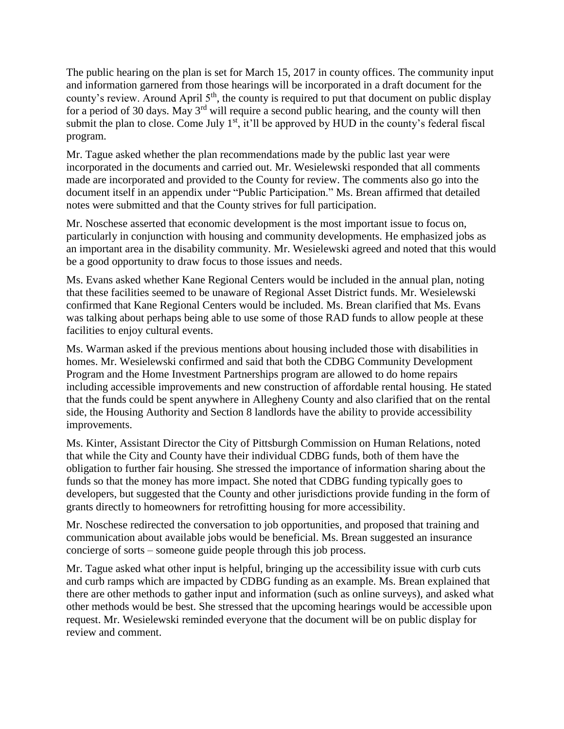The public hearing on the plan is set for March 15, 2017 in county offices. The community input and information garnered from those hearings will be incorporated in a draft document for the county's review. Around April 5th, the county is required to put that document on public display for a period of 30 days. May 3rd will require a second public hearing, and the county will then submit the plan to close. Come July 1st, it'll be approved by HUD in the county's federal fiscal program.

Mr. Tague asked whether the plan recommendations made by the public last year were incorporated in the documents and carried out. Mr. Wesielewski responded that all comments made are incorporated and provided to the County for review. The comments also go into the document itself in an appendix under "Public Participation." Ms. Brean affirmed that detailed notes were submitted and that the County strives for full participation.

Mr. Noschese asserted that economic development is the most important issue to focus on, particularly in conjunction with housing and community developments. He emphasized jobs as an important area in the disability community. Mr. Wesielewski agreed and noted that this would be a good opportunity to draw focus to those issues and needs.

Ms. Evans asked whether Kane Regional Centers would be included in the annual plan, noting that these facilities seemed to be unaware of Regional Asset District funds. Mr. Wesielewski confirmed that Kane Regional Centers would be included. Ms. Brean clarified that Ms. Evans was talking about perhaps being able to use some of those RAD funds to allow people at these facilities to enjoy cultural events.

Ms. Warman asked if the previous mentions about housing included those with disabilities in homes. Mr. Wesielewski confirmed and said that both the CDBG Community Development Program and the Home Investment Partnerships program are allowed to do home repairs including accessible improvements and new construction of affordable rental housing. He stated that the funds could be spent anywhere in Allegheny County and also clarified that on the rental side, the Housing Authority and Section 8 landlords have the ability to provide accessibility improvements.

Ms. Kinter, Assistant Director the City of Pittsburgh Commission on Human Relations, noted that while the City and County have their individual CDBG funds, both of them have the obligation to further fair housing. She stressed the importance of information sharing about the funds so that the money has more impact. She noted that CDBG funding typically goes to developers, but suggested that the County and other jurisdictions provide funding in the form of grants directly to homeowners for retrofitting housing for more accessibility.

Mr. Noschese redirected the conversation to job opportunities, and proposed that training and communication about available jobs would be beneficial. Ms. Brean suggested an insurance concierge of sorts – someone guide people through this job process.

Mr. Tague asked what other input is helpful, bringing up the accessibility issue with curb cuts and curb ramps which are impacted by CDBG funding as an example. Ms. Brean explained that there are other methods to gather input and information (such as online surveys), and asked what other methods would be best. She stressed that the upcoming hearings would be accessible upon request. Mr. Wesielewski reminded everyone that the document will be on public display for review and comment.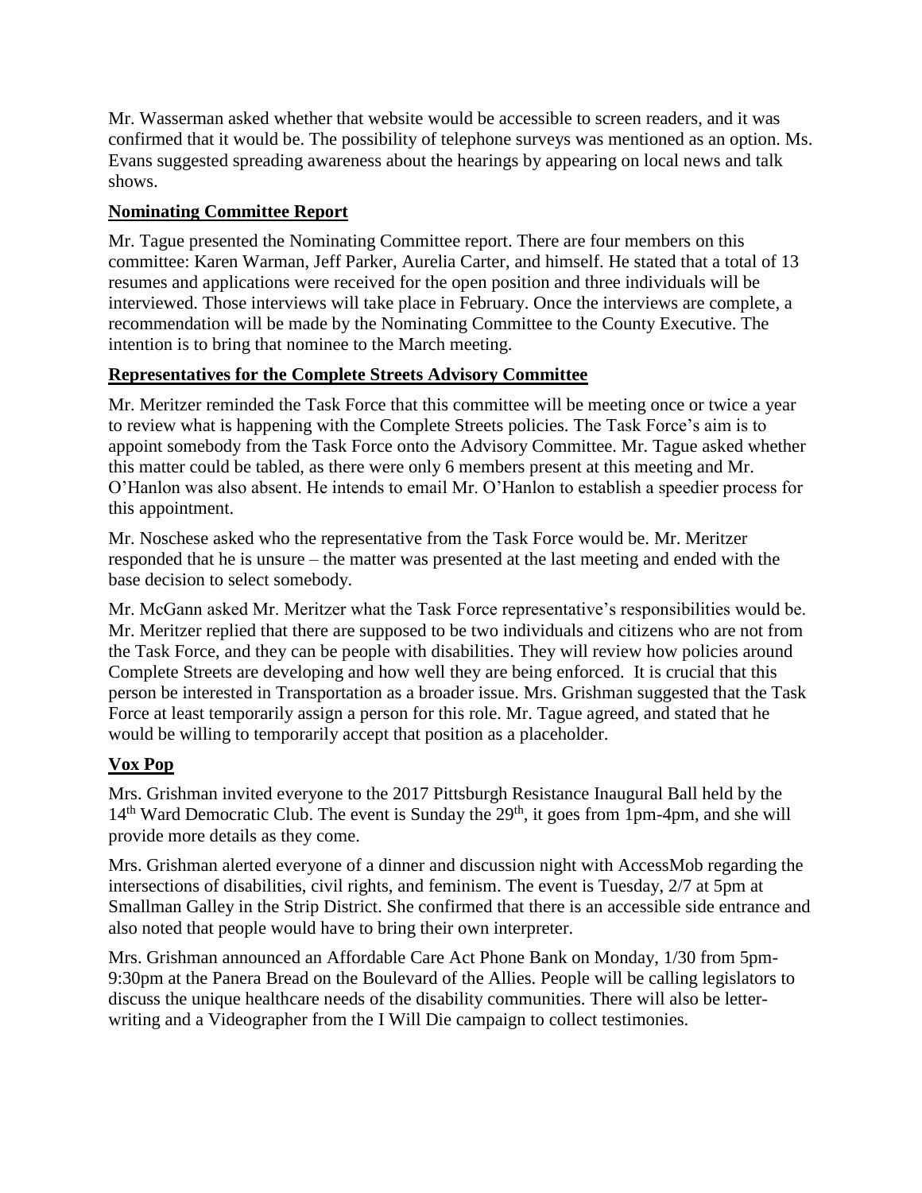Mr. Wasserman asked whether that website would be accessible to screen readers, and it was confirmed that it would be. The possibility of telephone surveys was mentioned as an option. Ms. Evans suggested spreading awareness about the hearings by appearing on local news and talk shows.

## **Nominating Committee Report**

Mr. Tague presented the Nominating Committee report. There are four members on this committee: Karen Warman, Jeff Parker, Aurelia Carter, and himself. He stated that a total of 13 resumes and applications were received for the open position and three individuals will be interviewed. Those interviews will take place in February. Once the interviews are complete, a recommendation will be made by the Nominating Committee to the County Executive. The intention is to bring that nominee to the March meeting.

## **Representatives for the Complete Streets Advisory Committee**

Mr. Meritzer reminded the Task Force that this committee will be meeting once or twice a year to review what is happening with the Complete Streets policies. The Task Force's aim is to appoint somebody from the Task Force onto the Advisory Committee. Mr. Tague asked whether this matter could be tabled, as there were only 6 members present at this meeting and Mr. O'Hanlon was also absent. He intends to email Mr. O'Hanlon to establish a speedier process for this appointment.

Mr. Noschese asked who the representative from the Task Force would be. Mr. Meritzer responded that he is unsure – the matter was presented at the last meeting and ended with the base decision to select somebody.

Mr. McGann asked Mr. Meritzer what the Task Force representative's responsibilities would be. Mr. Meritzer replied that there are supposed to be two individuals and citizens who are not from the Task Force, and they can be people with disabilities. They will review how policies around Complete Streets are developing and how well they are being enforced. It is crucial that this person be interested in Transportation as a broader issue. Mrs. Grishman suggested that the Task Force at least temporarily assign a person for this role. Mr. Tague agreed, and stated that he would be willing to temporarily accept that position as a placeholder.

## **Vox Pop**

Mrs. Grishman invited everyone to the 2017 Pittsburgh Resistance Inaugural Ball held by the 14th Ward Democratic Club. The event is Sunday the 29th, it goes from 1pm-4pm, and she will provide more details as they come.

Mrs. Grishman alerted everyone of a dinner and discussion night with AccessMob regarding the intersections of disabilities, civil rights, and feminism. The event is Tuesday, 2/7 at 5pm at Smallman Galley in the Strip District. She confirmed that there is an accessible side entrance and also noted that people would have to bring their own interpreter.

Mrs. Grishman announced an Affordable Care Act Phone Bank on Monday, 1/30 from 5pm-9:30pm at the Panera Bread on the Boulevard of the Allies. People will be calling legislators to discuss the unique healthcare needs of the disability communities. There will also be letter-writing and a Videographer from the I Will Die campaign to collect testimonies.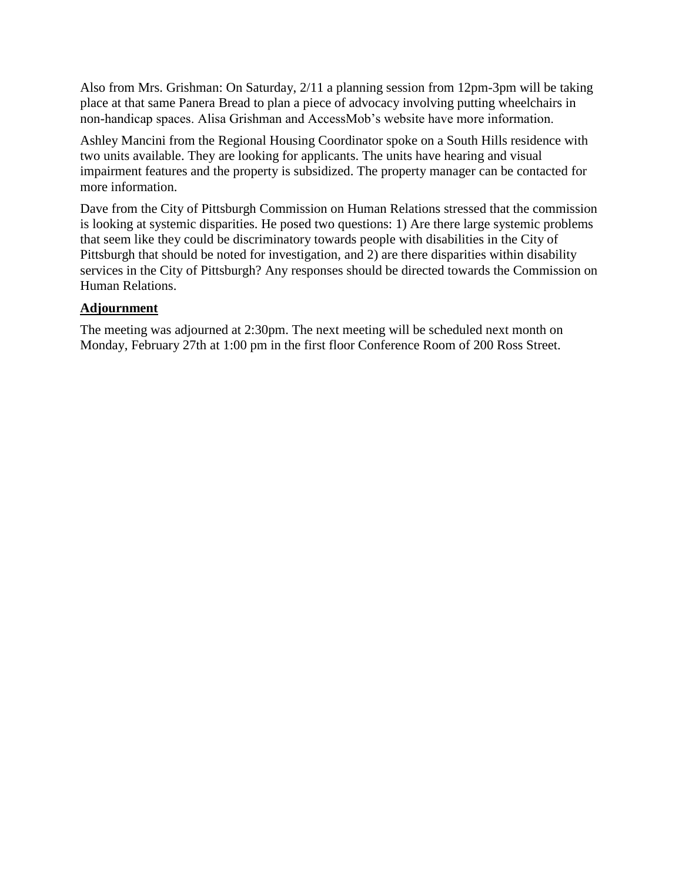Also from Mrs. Grishman: On Saturday, 2/11 a planning session from 12pm-3pm will be taking place at that same Panera Bread to plan a piece of advocacy involving putting wheelchairs in non-handicap spaces. Alisa Grishman and AccessMob's website have more information.

Ashley Mancini from the Regional Housing Coordinator spoke on a South Hills residence with two units available. They are looking for applicants. The units have hearing and visual impairment features and the property is subsidized. The property manager can be contacted for more information.

Dave from the City of Pittsburgh Commission on Human Relations stressed that the commission is looking at systemic disparities. He posed two questions: 1) Are there large systemic problems that seem like they could be discriminatory towards people with disabilities in the City of Pittsburgh that should be noted for investigation, and 2) are there disparities within disability services in the City of Pittsburgh? Any responses should be directed towards the Commission on Human Relations.

## Adjournment

The meeting was adjourned at 2:30pm. The next meeting will be scheduled next month on Monday, February 27th at 1:00 pm in the first floor Conference Room of 200 Ross Street.